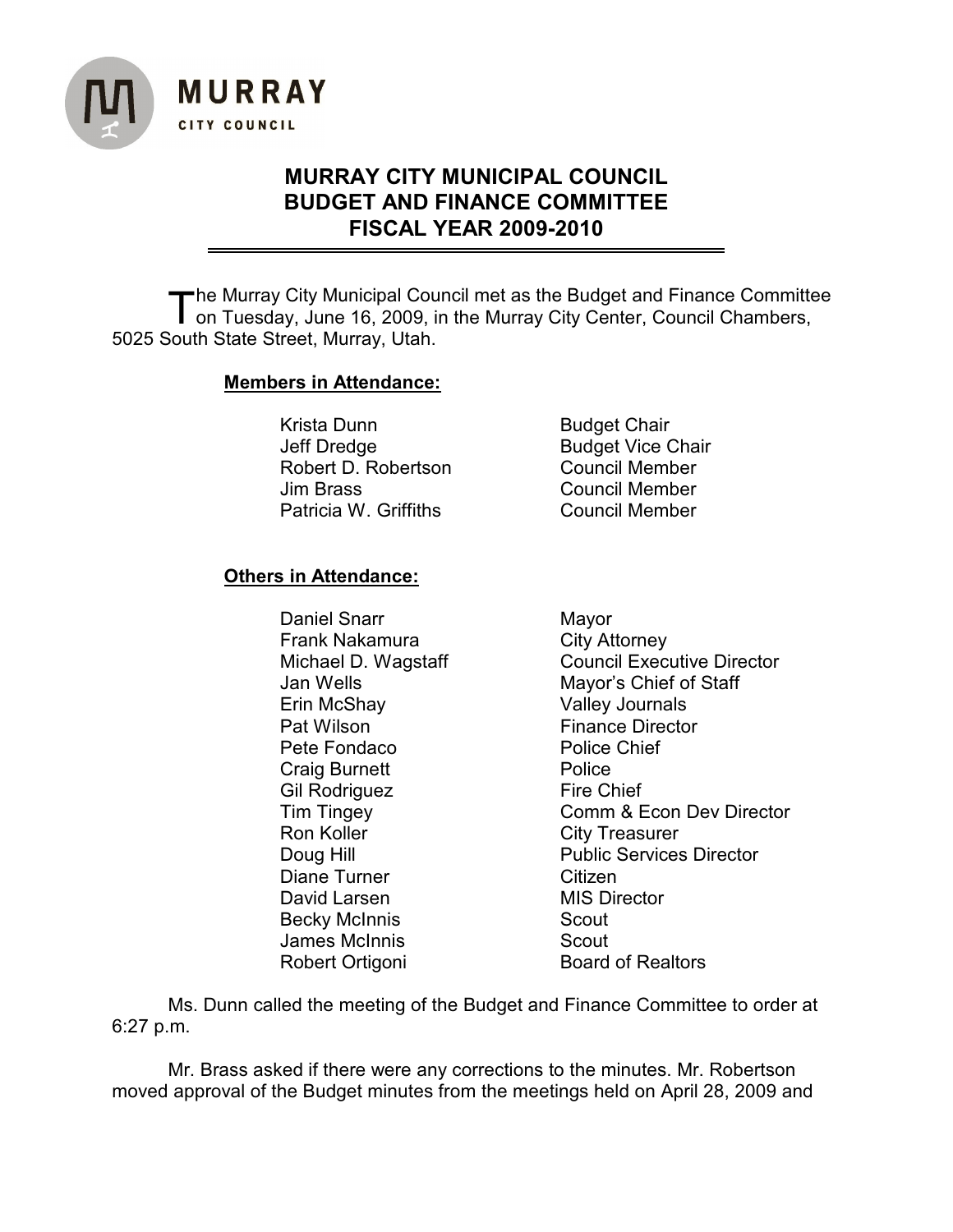**MURRAY**
**CITY COUNCIL**

# MURRAY CITY MUNICIPAL COUNCIL
# BUDGET AND FINANCE COMMITTEE
# FISCAL YEAR 2009-2010

---

The Murray City Municipal Council met as the Budget and Finance Committee on Tuesday, June 16, 2009, in the Murray City Center, Council Chambers, 5025 South State Street, Murray, Utah.

**Members in Attendance:**

| | |
|---|---|
| Krista Dunn | Budget Chair |
| Jeff Dredge | Budget Vice Chair |
| Robert D. Robertson | Council Member |
| Jim Brass | Council Member |
| Patricia W. Griffiths | Council Member |

**Others in Attendance:**

| | |
|---|---|
| Daniel Snarr | Mayor |
| Frank Nakamura | City Attorney |
| Michael D. Wagstaff | Council Executive Director |
| Jan Wells | Mayor's Chief of Staff |
| Erin McShay | Valley Journals |
| Pat Wilson | Finance Director |
| Pete Fondaco | Police Chief |
| Craig Burnett | Police |
| Gil Rodriguez | Fire Chief |
| Tim Tingey | Comm & Econ Dev Director |
| Ron Koller | City Treasurer |
| Doug Hill | Public Services Director |
| Diane Turner | Citizen |
| David Larsen | MIS Director |
| Becky McInnis | Scout |
| James McInnis | Scout |
| Robert Ortigoni | Board of Realtors |

Ms. Dunn called the meeting of the Budget and Finance Committee to order at 6:27 p.m.

Mr. Brass asked if there were any corrections to the minutes. Mr. Robertson moved approval of the Budget minutes from the meetings held on April 28, 2009 and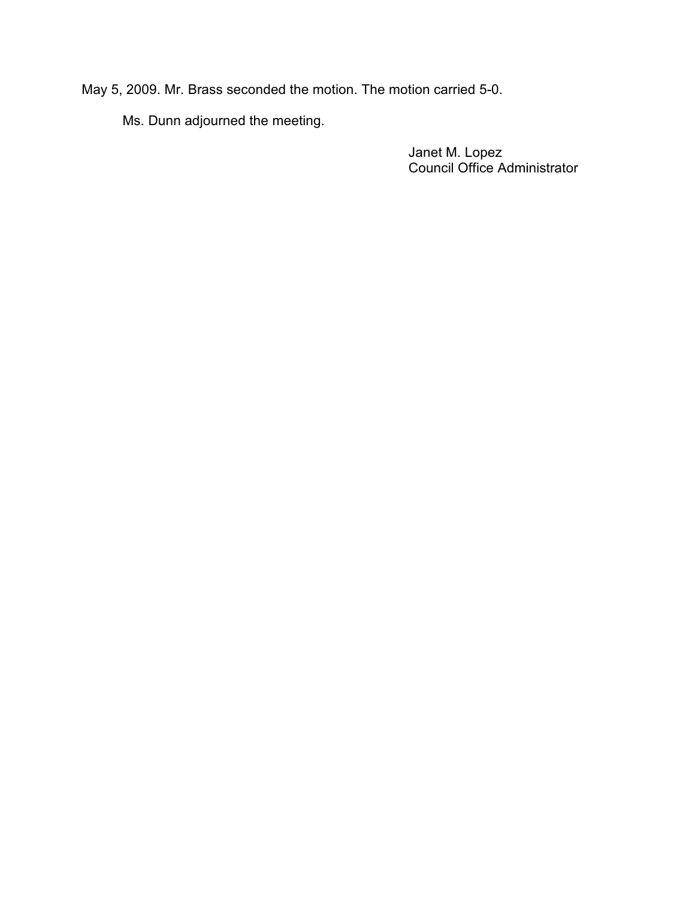May 5, 2009. Mr. Brass seconded the motion. The motion carried 5-0.

Ms. Dunn adjourned the meeting.

Janet M. Lopez
Council Office Administrator